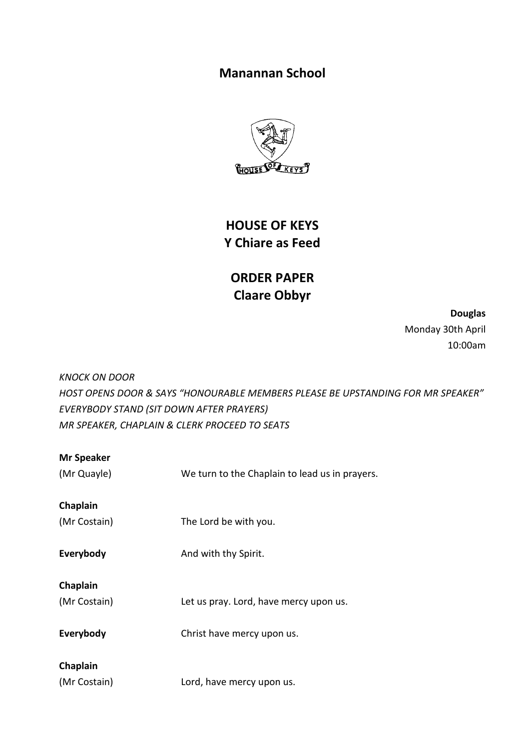# Manannan School

## HOUSE OF KEYS
## Y Chiare as Feed

## ORDER PAPER
## Claare Obbyr

**Douglas**
Monday 30th April
10:00am

*KNOCK ON DOOR*
*HOST OPENS DOOR & SAYS "HONOURABLE MEMBERS PLEASE BE UPSTANDING FOR MR SPEAKER"*
*EVERYBODY STAND (SIT DOWN AFTER PRAYERS)*
*MR SPEAKER, CHAPLAIN & CLERK PROCEED TO SEATS*

**Mr Speaker**
(Mr Quayle) We turn to the Chaplain to lead us in prayers.

**Chaplain**
(Mr Costain) The Lord be with you.

**Everybody** And with thy Spirit.

**Chaplain**
(Mr Costain) Let us pray. Lord, have mercy upon us.

**Everybody** Christ have mercy upon us.

**Chaplain**
(Mr Costain) Lord, have mercy upon us.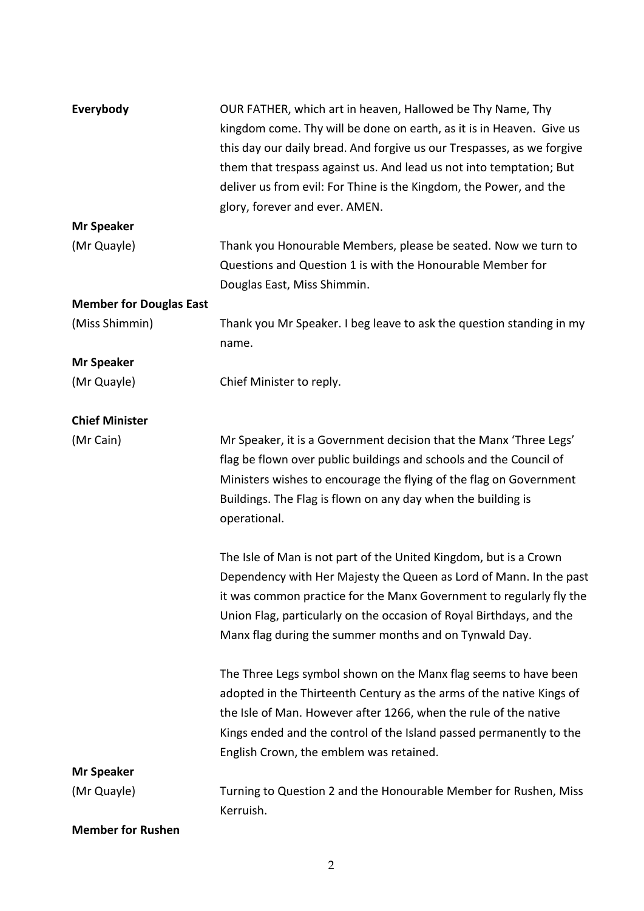**Everybody**

OUR FATHER, which art in heaven, Hallowed be Thy Name, Thy kingdom come. Thy will be done on earth, as it is in Heaven. Give us this day our daily bread. And forgive us our Trespasses, as we forgive them that trespass against us. And lead us not into temptation; But deliver us from evil: For Thine is the Kingdom, the Power, and the glory, forever and ever. AMEN.

**Mr Speaker**
(Mr Quayle)

Thank you Honourable Members, please be seated. Now we turn to Questions and Question 1 is with the Honourable Member for Douglas East, Miss Shimmin.

**Member for Douglas East**
(Miss Shimmin)

Thank you Mr Speaker. I beg leave to ask the question standing in my name.

**Mr Speaker**
(Mr Quayle)

Chief Minister to reply.

**Chief Minister**
(Mr Cain)

Mr Speaker, it is a Government decision that the Manx 'Three Legs' flag be flown over public buildings and schools and the Council of Ministers wishes to encourage the flying of the flag on Government Buildings. The Flag is flown on any day when the building is operational.

The Isle of Man is not part of the United Kingdom, but is a Crown Dependency with Her Majesty the Queen as Lord of Mann. In the past it was common practice for the Manx Government to regularly fly the Union Flag, particularly on the occasion of Royal Birthdays, and the Manx flag during the summer months and on Tynwald Day.

The Three Legs symbol shown on the Manx flag seems to have been adopted in the Thirteenth Century as the arms of the native Kings of the Isle of Man. However after 1266, when the rule of the native Kings ended and the control of the Island passed permanently to the English Crown, the emblem was retained.

**Mr Speaker**
(Mr Quayle)

Turning to Question 2 and the Honourable Member for Rushen, Miss Kerruish.

**Member for Rushen**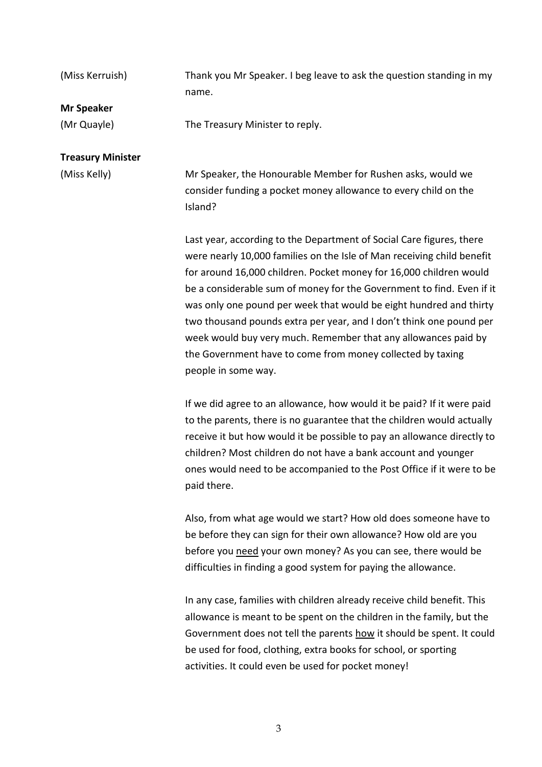(Miss Kerruish) Thank you Mr Speaker. I beg leave to ask the question standing in my name.

**Mr Speaker**

(Mr Quayle) The Treasury Minister to reply.

**Treasury Minister**

(Miss Kelly) Mr Speaker, the Honourable Member for Rushen asks, would we consider funding a pocket money allowance to every child on the Island?

Last year, according to the Department of Social Care figures, there were nearly 10,000 families on the Isle of Man receiving child benefit for around 16,000 children. Pocket money for 16,000 children would be a considerable sum of money for the Government to find. Even if it was only one pound per week that would be eight hundred and thirty two thousand pounds extra per year, and I don't think one pound per week would buy very much. Remember that any allowances paid by the Government have to come from money collected by taxing people in some way.

If we did agree to an allowance, how would it be paid? If it were paid to the parents, there is no guarantee that the children would actually receive it but how would it be possible to pay an allowance directly to children? Most children do not have a bank account and younger ones would need to be accompanied to the Post Office if it were to be paid there.

Also, from what age would we start? How old does someone have to be before they can sign for their own allowance? How old are you before you <u>need</u> your own money? As you can see, there would be difficulties in finding a good system for paying the allowance.

In any case, families with children already receive child benefit. This allowance is meant to be spent on the children in the family, but the Government does not tell the parents <u>how</u> it should be spent. It could be used for food, clothing, extra books for school, or sporting activities. It could even be used for pocket money!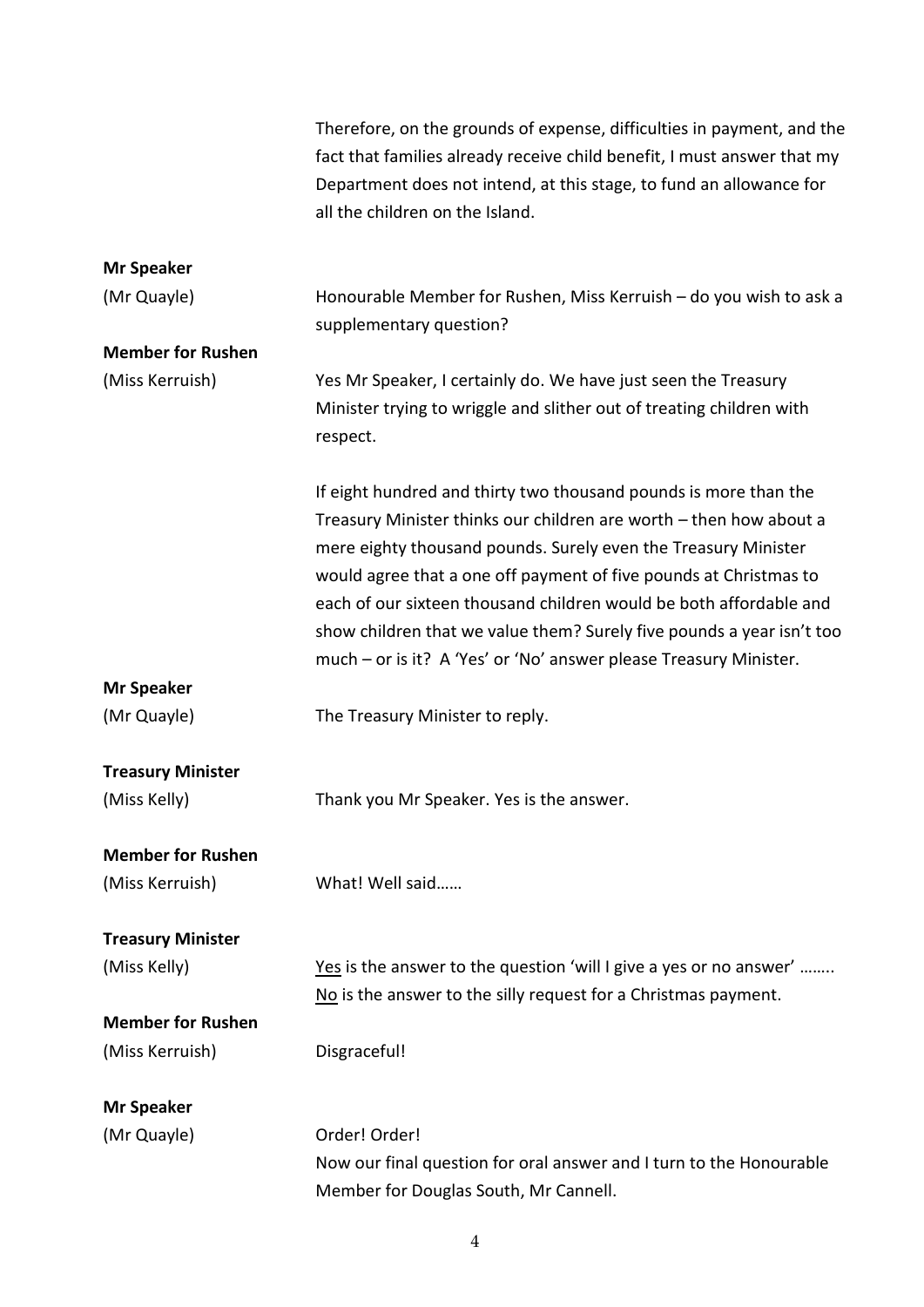Therefore, on the grounds of expense, difficulties in payment, and the fact that families already receive child benefit, I must answer that my Department does not intend, at this stage, to fund an allowance for all the children on the Island.

**Mr Speaker**
(Mr Quayle)
Honourable Member for Rushen, Miss Kerruish – do you wish to ask a supplementary question?

**Member for Rushen**
(Miss Kerruish)
Yes Mr Speaker, I certainly do. We have just seen the Treasury Minister trying to wriggle and slither out of treating children with respect.

If eight hundred and thirty two thousand pounds is more than the Treasury Minister thinks our children are worth – then how about a mere eighty thousand pounds. Surely even the Treasury Minister would agree that a one off payment of five pounds at Christmas to each of our sixteen thousand children would be both affordable and show children that we value them? Surely five pounds a year isn't too much – or is it? A 'Yes' or 'No' answer please Treasury Minister.

**Mr Speaker**
(Mr Quayle)
The Treasury Minister to reply.

**Treasury Minister**
(Miss Kelly)
Thank you Mr Speaker. Yes is the answer.

**Member for Rushen**
(Miss Kerruish)
What! Well said……

**Treasury Minister**
(Miss Kelly)
<u>Yes</u> is the answer to the question 'will I give a yes or no answer' ……..
<u>No</u> is the answer to the silly request for a Christmas payment.

**Member for Rushen**
(Miss Kerruish)
Disgraceful!

**Mr Speaker**
(Mr Quayle)
Order! Order!
Now our final question for oral answer and I turn to the Honourable Member for Douglas South, Mr Cannell.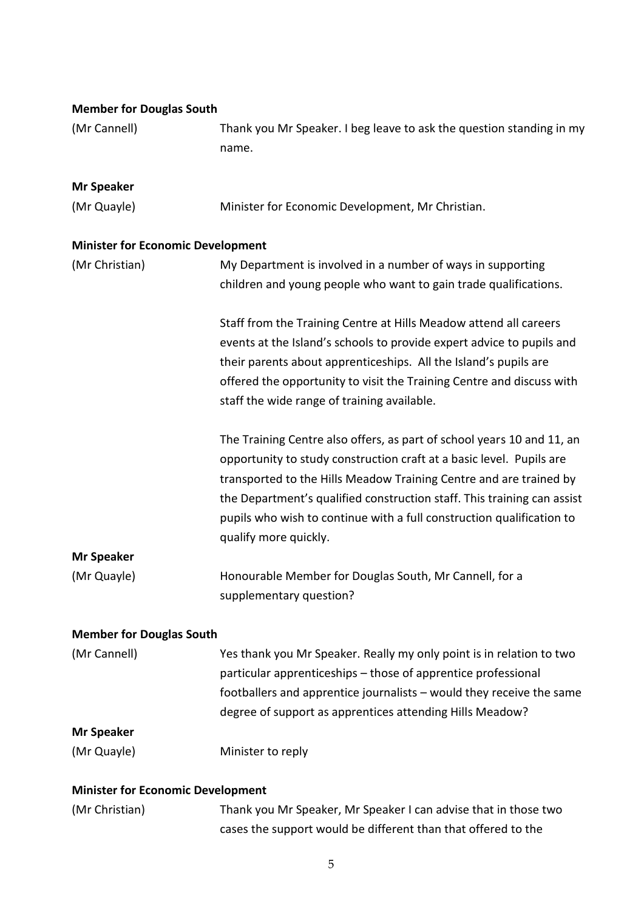**Member for Douglas South**

(Mr Cannell) Thank you Mr Speaker. I beg leave to ask the question standing in my name.

**Mr Speaker**

(Mr Quayle) Minister for Economic Development, Mr Christian.

**Minister for Economic Development**

(Mr Christian) My Department is involved in a number of ways in supporting children and young people who want to gain trade qualifications.

Staff from the Training Centre at Hills Meadow attend all careers events at the Island's schools to provide expert advice to pupils and their parents about apprenticeships. All the Island's pupils are offered the opportunity to visit the Training Centre and discuss with staff the wide range of training available.

The Training Centre also offers, as part of school years 10 and 11, an opportunity to study construction craft at a basic level. Pupils are transported to the Hills Meadow Training Centre and are trained by the Department's qualified construction staff. This training can assist pupils who wish to continue with a full construction qualification to qualify more quickly.

**Mr Speaker**

(Mr Quayle) Honourable Member for Douglas South, Mr Cannell, for a supplementary question?

**Member for Douglas South**

(Mr Cannell) Yes thank you Mr Speaker. Really my only point is in relation to two particular apprenticeships – those of apprentice professional footballers and apprentice journalists – would they receive the same degree of support as apprentices attending Hills Meadow?

**Mr Speaker**

(Mr Quayle) Minister to reply

**Minister for Economic Development**

(Mr Christian) Thank you Mr Speaker, Mr Speaker I can advise that in those two cases the support would be different than that offered to the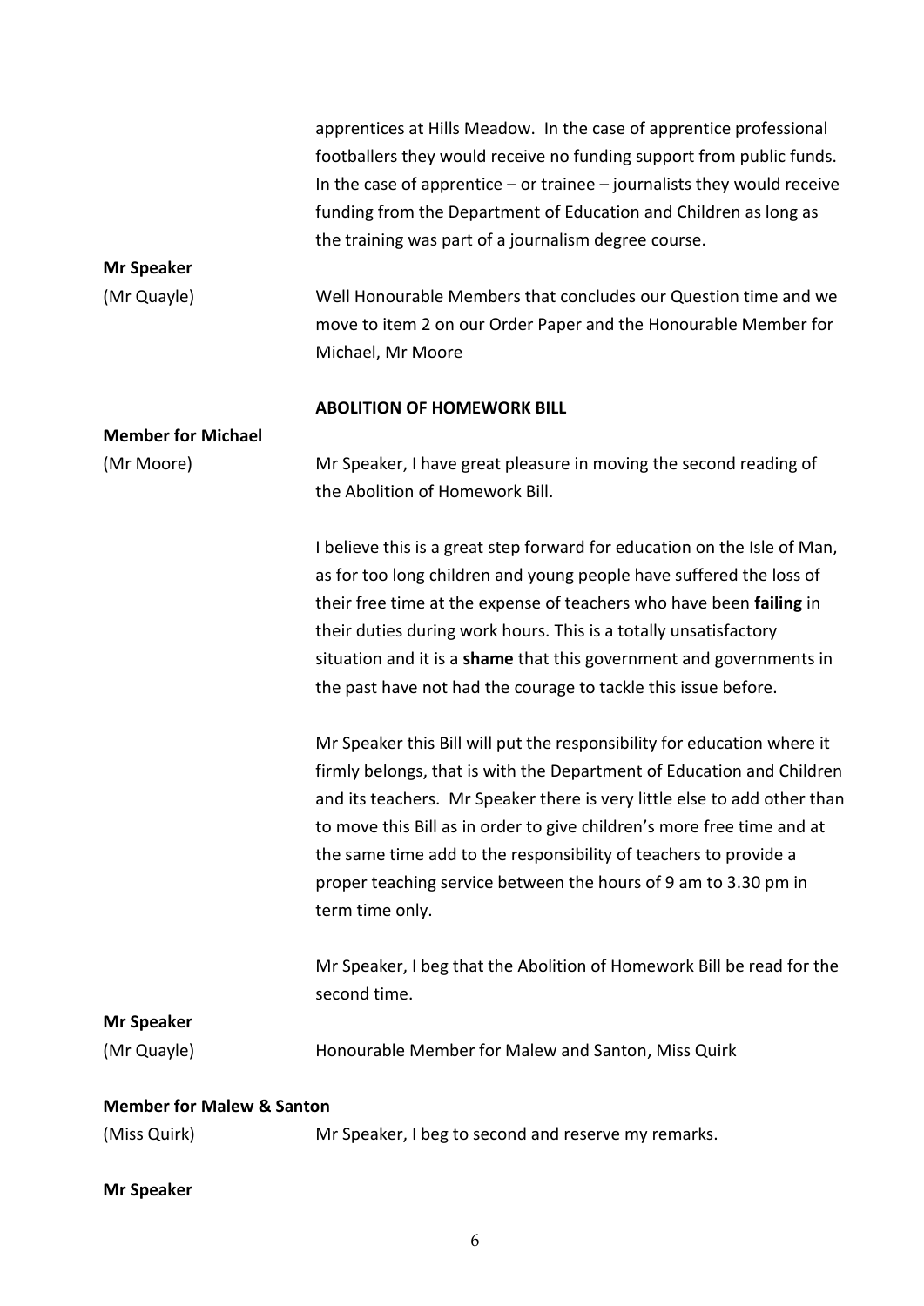apprentices at Hills Meadow. In the case of apprentice professional footballers they would receive no funding support from public funds. In the case of apprentice – or trainee – journalists they would receive funding from the Department of Education and Children as long as the training was part of a journalism degree course.

**Mr Speaker**
(Mr Quayle) Well Honourable Members that concludes our Question time and we move to item 2 on our Order Paper and the Honourable Member for Michael, Mr Moore

**ABOLITION OF HOMEWORK BILL**

**Member for Michael**
(Mr Moore) Mr Speaker, I have great pleasure in moving the second reading of the Abolition of Homework Bill.

I believe this is a great step forward for education on the Isle of Man, as for too long children and young people have suffered the loss of their free time at the expense of teachers who have been **failing** in their duties during work hours. This is a totally unsatisfactory situation and it is a **shame** that this government and governments in the past have not had the courage to tackle this issue before.

Mr Speaker this Bill will put the responsibility for education where it firmly belongs, that is with the Department of Education and Children and its teachers. Mr Speaker there is very little else to add other than to move this Bill as in order to give children's more free time and at the same time add to the responsibility of teachers to provide a proper teaching service between the hours of 9 am to 3.30 pm in term time only.

Mr Speaker, I beg that the Abolition of Homework Bill be read for the second time.

**Mr Speaker**
(Mr Quayle) Honourable Member for Malew and Santon, Miss Quirk

**Member for Malew & Santon**
(Miss Quirk) Mr Speaker, I beg to second and reserve my remarks.

**Mr Speaker**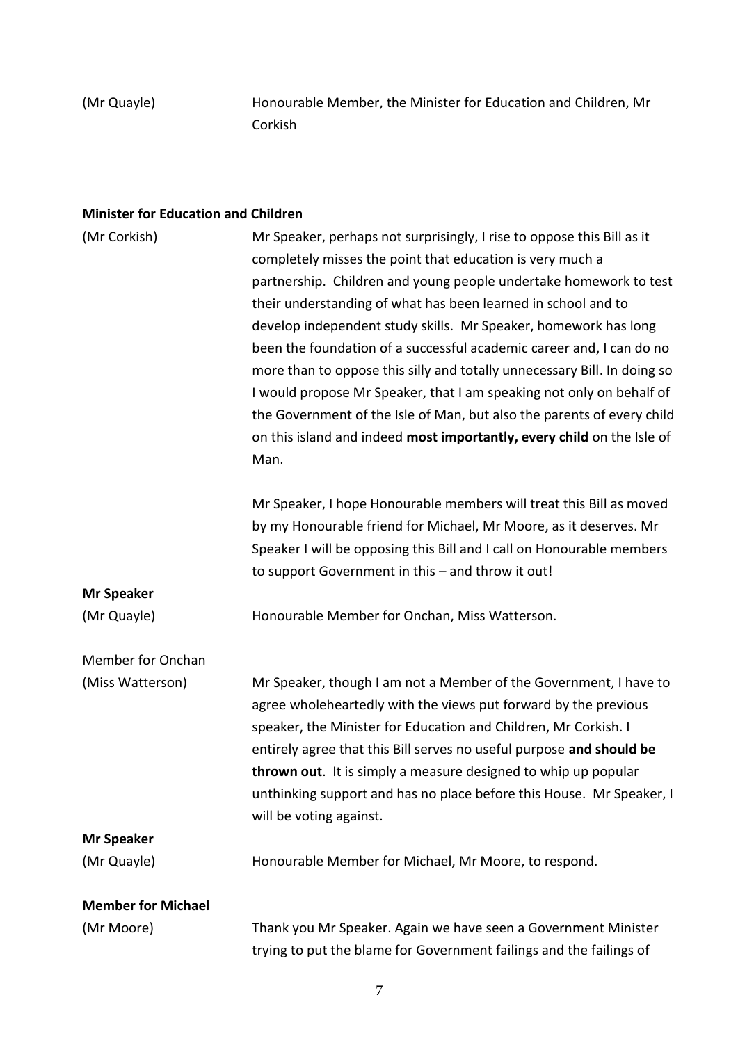(Mr Quayle) Honourable Member, the Minister for Education and Children, Mr Corkish

**Minister for Education and Children**

(Mr Corkish) Mr Speaker, perhaps not surprisingly, I rise to oppose this Bill as it completely misses the point that education is very much a partnership. Children and young people undertake homework to test their understanding of what has been learned in school and to develop independent study skills. Mr Speaker, homework has long been the foundation of a successful academic career and, I can do no more than to oppose this silly and totally unnecessary Bill. In doing so I would propose Mr Speaker, that I am speaking not only on behalf of the Government of the Isle of Man, but also the parents of every child on this island and indeed **most importantly, every child** on the Isle of Man.

Mr Speaker, I hope Honourable members will treat this Bill as moved by my Honourable friend for Michael, Mr Moore, as it deserves. Mr Speaker I will be opposing this Bill and I call on Honourable members to support Government in this – and throw it out!

**Mr Speaker**

(Mr Quayle) Honourable Member for Onchan, Miss Watterson.

Member for Onchan

(Miss Watterson) Mr Speaker, though I am not a Member of the Government, I have to agree wholeheartedly with the views put forward by the previous speaker, the Minister for Education and Children, Mr Corkish. I entirely agree that this Bill serves no useful purpose **and should be thrown out**. It is simply a measure designed to whip up popular unthinking support and has no place before this House. Mr Speaker, I will be voting against.

**Mr Speaker**

(Mr Quayle) Honourable Member for Michael, Mr Moore, to respond.

**Member for Michael**

(Mr Moore) Thank you Mr Speaker. Again we have seen a Government Minister trying to put the blame for Government failings and the failings of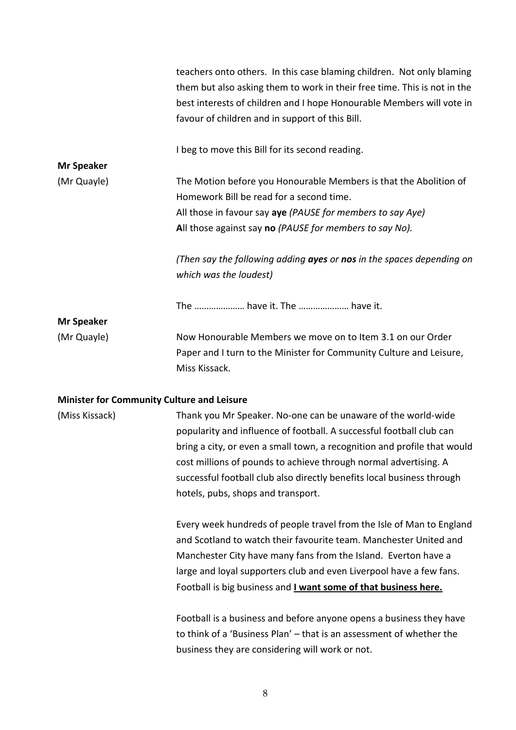teachers onto others. In this case blaming children. Not only blaming them but also asking them to work in their free time. This is not in the best interests of children and I hope Honourable Members will vote in favour of children and in support of this Bill.

I beg to move this Bill for its second reading.

**Mr Speaker**
(Mr Quayle)

The Motion before you Honourable Members is that the Abolition of Homework Bill be read for a second time.
All those in favour say **aye** *(PAUSE for members to say Aye)*
**A**ll those against say **no** *(PAUSE for members to say No).*

*(Then say the following adding **ayes** or **nos** in the spaces depending on which was the loudest)*

The ………………… have it. The ………………… have it.

**Mr Speaker**
(Mr Quayle)

Now Honourable Members we move on to Item 3.1 on our Order Paper and I turn to the Minister for Community Culture and Leisure, Miss Kissack.

**Minister for Community Culture and Leisure**
(Miss Kissack)

Thank you Mr Speaker. No-one can be unaware of the world-wide popularity and influence of football. A successful football club can bring a city, or even a small town, a recognition and profile that would cost millions of pounds to achieve through normal advertising. A successful football club also directly benefits local business through hotels, pubs, shops and transport.

Every week hundreds of people travel from the Isle of Man to England and Scotland to watch their favourite team. Manchester United and Manchester City have many fans from the Island. Everton have a large and loyal supporters club and even Liverpool have a few fans. Football is big business and **<u>I want some of that business here.</u>**

Football is a business and before anyone opens a business they have to think of a 'Business Plan' – that is an assessment of whether the business they are considering will work or not.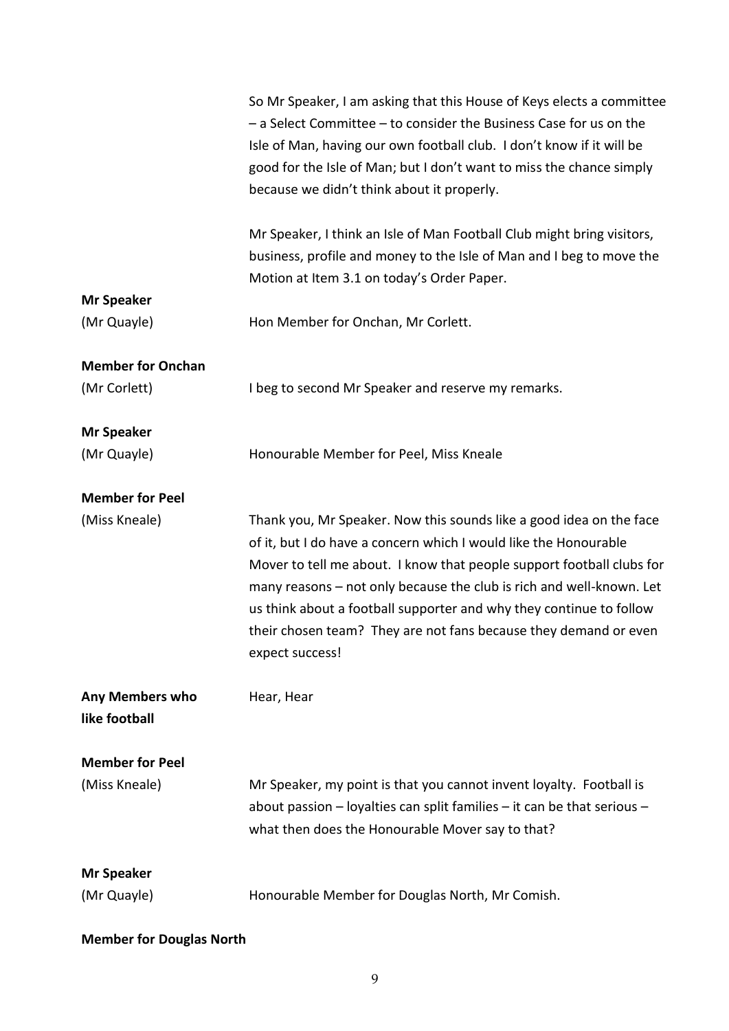So Mr Speaker, I am asking that this House of Keys elects a committee – a Select Committee – to consider the Business Case for us on the Isle of Man, having our own football club. I don't know if it will be good for the Isle of Man; but I don't want to miss the chance simply because we didn't think about it properly.

Mr Speaker, I think an Isle of Man Football Club might bring visitors, business, profile and money to the Isle of Man and I beg to move the Motion at Item 3.1 on today's Order Paper.

**Mr Speaker**
(Mr Quayle)

Hon Member for Onchan, Mr Corlett.

**Member for Onchan**
(Mr Corlett)

I beg to second Mr Speaker and reserve my remarks.

**Mr Speaker**
(Mr Quayle)

Honourable Member for Peel, Miss Kneale

**Member for Peel**
(Miss Kneale)

Thank you, Mr Speaker. Now this sounds like a good idea on the face of it, but I do have a concern which I would like the Honourable Mover to tell me about. I know that people support football clubs for many reasons – not only because the club is rich and well-known. Let us think about a football supporter and why they continue to follow their chosen team? They are not fans because they demand or even expect success!

**Any Members who like football**

Hear, Hear

**Member for Peel**
(Miss Kneale)

Mr Speaker, my point is that you cannot invent loyalty. Football is about passion – loyalties can split families – it can be that serious – what then does the Honourable Mover say to that?

**Mr Speaker**
(Mr Quayle)

Honourable Member for Douglas North, Mr Comish.

**Member for Douglas North**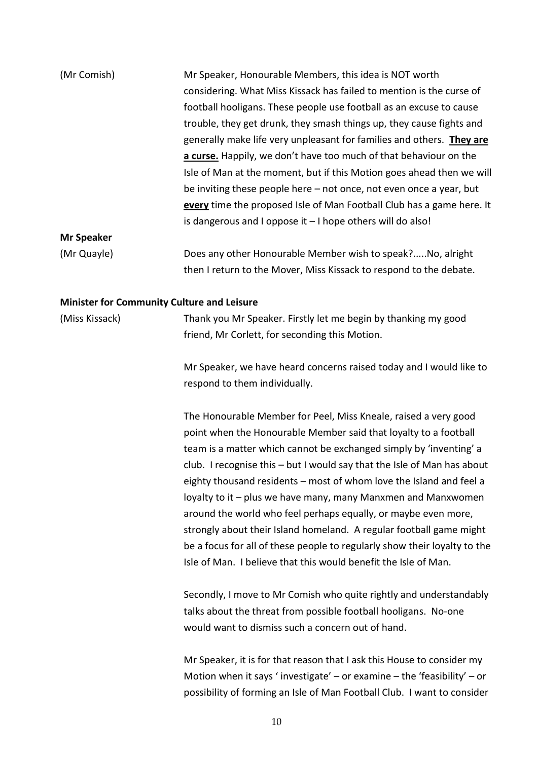(Mr Comish) Mr Speaker, Honourable Members, this idea is NOT worth considering. What Miss Kissack has failed to mention is the curse of football hooligans. These people use football as an excuse to cause trouble, they get drunk, they smash things up, they cause fights and generally make life very unpleasant for families and others. **<u>They are a curse.</u>** Happily, we don't have too much of that behaviour on the Isle of Man at the moment, but if this Motion goes ahead then we will be inviting these people here – not once, not even once a year, but **<u>every</u>** time the proposed Isle of Man Football Club has a game here. It is dangerous and I oppose it – I hope others will do also!

**Mr Speaker**

(Mr Quayle) Does any other Honourable Member wish to speak?.....No, alright then I return to the Mover, Miss Kissack to respond to the debate.

**Minister for Community Culture and Leisure**

(Miss Kissack) Thank you Mr Speaker. Firstly let me begin by thanking my good friend, Mr Corlett, for seconding this Motion.

Mr Speaker, we have heard concerns raised today and I would like to respond to them individually.

The Honourable Member for Peel, Miss Kneale, raised a very good point when the Honourable Member said that loyalty to a football team is a matter which cannot be exchanged simply by 'inventing' a club. I recognise this – but I would say that the Isle of Man has about eighty thousand residents – most of whom love the Island and feel a loyalty to it – plus we have many, many Manxmen and Manxwomen around the world who feel perhaps equally, or maybe even more, strongly about their Island homeland. A regular football game might be a focus for all of these people to regularly show their loyalty to the Isle of Man. I believe that this would benefit the Isle of Man.

Secondly, I move to Mr Comish who quite rightly and understandably talks about the threat from possible football hooligans. No-one would want to dismiss such a concern out of hand.

Mr Speaker, it is for that reason that I ask this House to consider my Motion when it says ' investigate' – or examine – the 'feasibility' – or possibility of forming an Isle of Man Football Club. I want to consider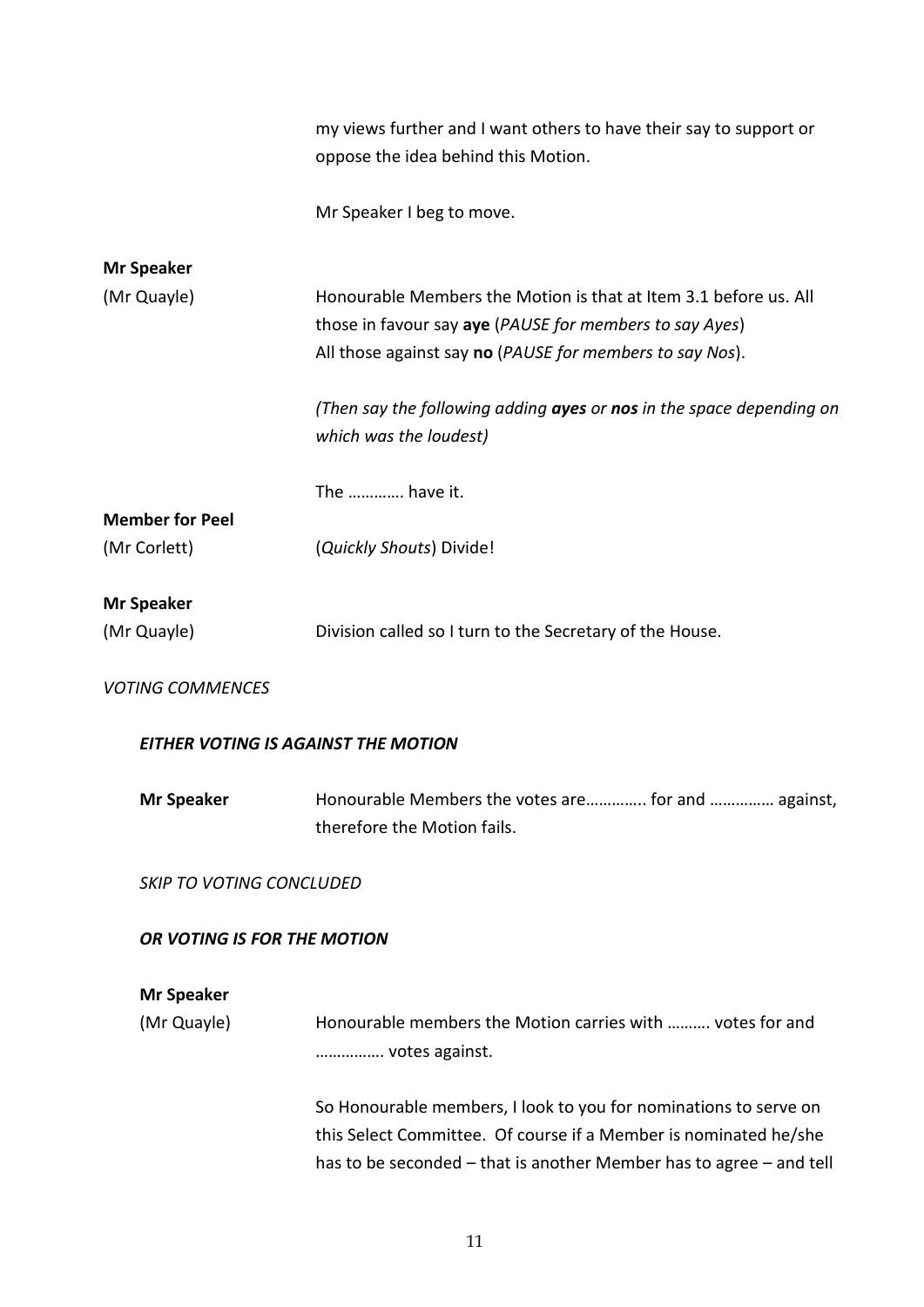my views further and I want others to have their say to support or oppose the idea behind this Motion.

Mr Speaker I beg to move.

**Mr Speaker**
(Mr Quayle)

Honourable Members the Motion is that at Item 3.1 before us. All those in favour say **aye** (*PAUSE for members to say Ayes*)
All those against say **no** (*PAUSE for members to say Nos*).

*(Then say the following adding **ayes** or **nos** in the space depending on which was the loudest)*

The …………. have it.

**Member for Peel**
(Mr Corlett)

(*Quickly Shouts*) Divide!

**Mr Speaker**
(Mr Quayle)

Division called so I turn to the Secretary of the House.

*VOTING COMMENCES*

***EITHER VOTING IS AGAINST THE MOTION***

**Mr Speaker**

Honourable Members the votes are………….. for and …………… against, therefore the Motion fails.

*SKIP TO VOTING CONCLUDED*

***OR VOTING IS FOR THE MOTION***

**Mr Speaker**
(Mr Quayle)

Honourable members the Motion carries with ………. votes for and ……………. votes against.

So Honourable members, I look to you for nominations to serve on this Select Committee. Of course if a Member is nominated he/she has to be seconded – that is another Member has to agree – and tell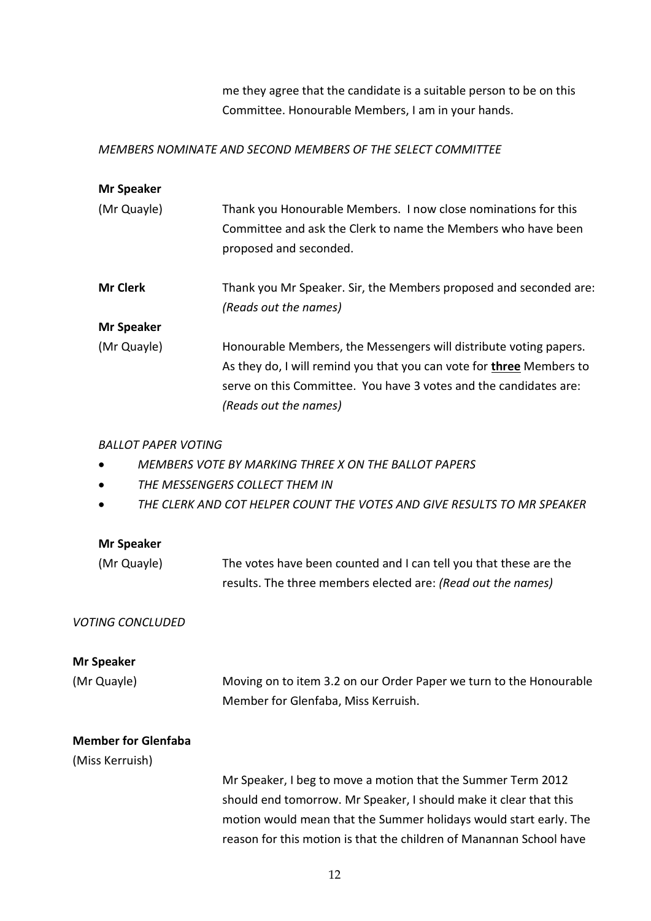me they agree that the candidate is a suitable person to be on this Committee. Honourable Members, I am in your hands.

*MEMBERS NOMINATE AND SECOND MEMBERS OF THE SELECT COMMITTEE*

**Mr Speaker**
(Mr Quayle) Thank you Honourable Members. I now close nominations for this Committee and ask the Clerk to name the Members who have been proposed and seconded.

**Mr Clerk** Thank you Mr Speaker. Sir, the Members proposed and seconded are: *(Reads out the names)*

**Mr Speaker**
(Mr Quayle) Honourable Members, the Messengers will distribute voting papers. As they do, I will remind you that you can vote for **three** Members to serve on this Committee. You have 3 votes and the candidates are: *(Reads out the names)*

*BALLOT PAPER VOTING*

- *MEMBERS VOTE BY MARKING THREE X ON THE BALLOT PAPERS*
- *THE MESSENGERS COLLECT THEM IN*
- *THE CLERK AND COT HELPER COUNT THE VOTES AND GIVE RESULTS TO MR SPEAKER*

**Mr Speaker**
(Mr Quayle) The votes have been counted and I can tell you that these are the results. The three members elected are: *(Read out the names)*

*VOTING CONCLUDED*

**Mr Speaker**
(Mr Quayle) Moving on to item 3.2 on our Order Paper we turn to the Honourable Member for Glenfaba, Miss Kerruish.

**Member for Glenfaba**
(Miss Kerruish)

Mr Speaker, I beg to move a motion that the Summer Term 2012 should end tomorrow. Mr Speaker, I should make it clear that this motion would mean that the Summer holidays would start early. The reason for this motion is that the children of Manannan School have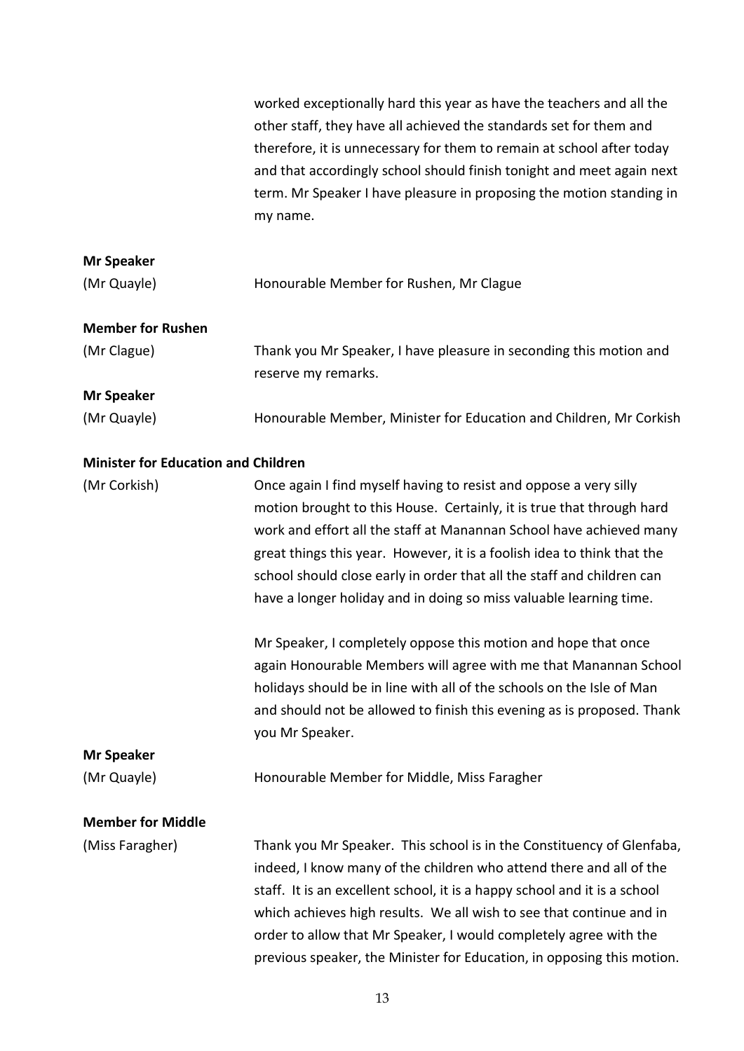worked exceptionally hard this year as have the teachers and all the other staff, they have all achieved the standards set for them and therefore, it is unnecessary for them to remain at school after today and that accordingly school should finish tonight and meet again next term. Mr Speaker I have pleasure in proposing the motion standing in my name.

**Mr Speaker**
(Mr Quayle) Honourable Member for Rushen, Mr Clague

**Member for Rushen**
(Mr Clague) Thank you Mr Speaker, I have pleasure in seconding this motion and reserve my remarks.

**Mr Speaker**
(Mr Quayle) Honourable Member, Minister for Education and Children, Mr Corkish

**Minister for Education and Children**
(Mr Corkish) Once again I find myself having to resist and oppose a very silly motion brought to this House. Certainly, it is true that through hard work and effort all the staff at Manannan School have achieved many great things this year. However, it is a foolish idea to think that the school should close early in order that all the staff and children can have a longer holiday and in doing so miss valuable learning time.

Mr Speaker, I completely oppose this motion and hope that once again Honourable Members will agree with me that Manannan School holidays should be in line with all of the schools on the Isle of Man and should not be allowed to finish this evening as is proposed. Thank you Mr Speaker.

**Mr Speaker**
(Mr Quayle) Honourable Member for Middle, Miss Faragher

**Member for Middle**
(Miss Faragher) Thank you Mr Speaker. This school is in the Constituency of Glenfaba, indeed, I know many of the children who attend there and all of the staff. It is an excellent school, it is a happy school and it is a school which achieves high results. We all wish to see that continue and in order to allow that Mr Speaker, I would completely agree with the previous speaker, the Minister for Education, in opposing this motion.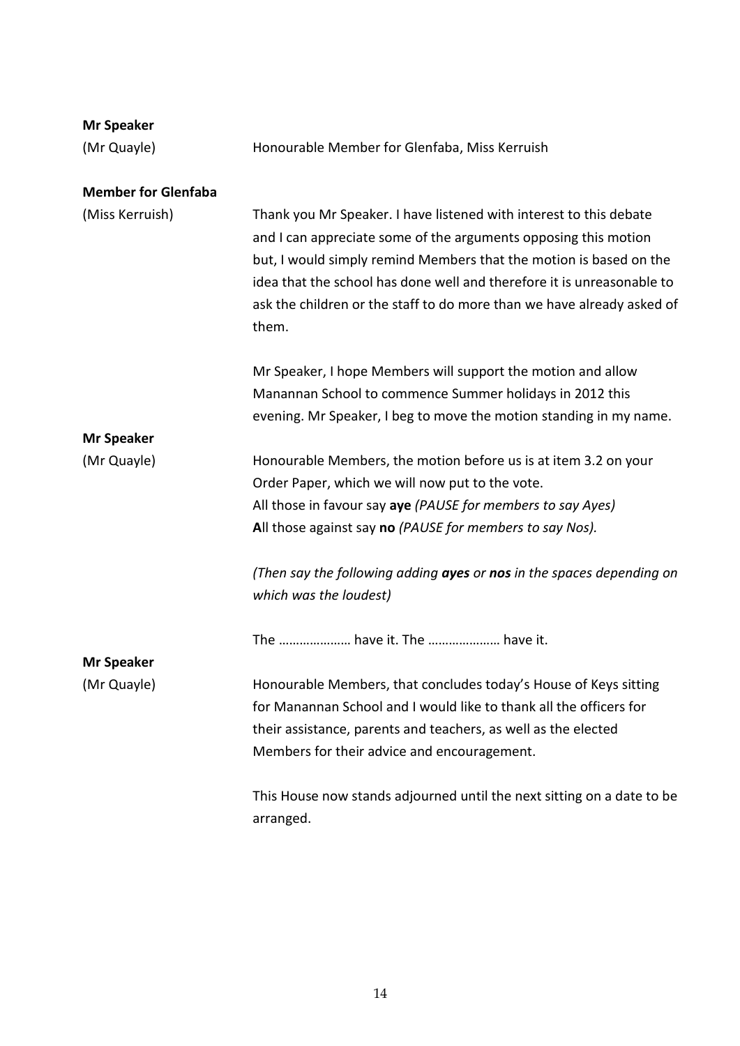**Mr Speaker**
(Mr Quayle) Honourable Member for Glenfaba, Miss Kerruish

**Member for Glenfaba**
(Miss Kerruish) Thank you Mr Speaker. I have listened with interest to this debate and I can appreciate some of the arguments opposing this motion but, I would simply remind Members that the motion is based on the idea that the school has done well and therefore it is unreasonable to ask the children or the staff to do more than we have already asked of them.

Mr Speaker, I hope Members will support the motion and allow Manannan School to commence Summer holidays in 2012 this evening. Mr Speaker, I beg to move the motion standing in my name.

**Mr Speaker**
(Mr Quayle) Honourable Members, the motion before us is at item 3.2 on your Order Paper, which we will now put to the vote.
All those in favour say **aye** *(PAUSE for members to say Ayes)*
**A**ll those against say **no** *(PAUSE for members to say Nos).*

*(Then say the following adding **ayes** or **nos** in the spaces depending on which was the loudest)*

The ………………… have it. The ………………… have it.

**Mr Speaker**
(Mr Quayle) Honourable Members, that concludes today's House of Keys sitting for Manannan School and I would like to thank all the officers for their assistance, parents and teachers, as well as the elected Members for their advice and encouragement.

This House now stands adjourned until the next sitting on a date to be arranged.